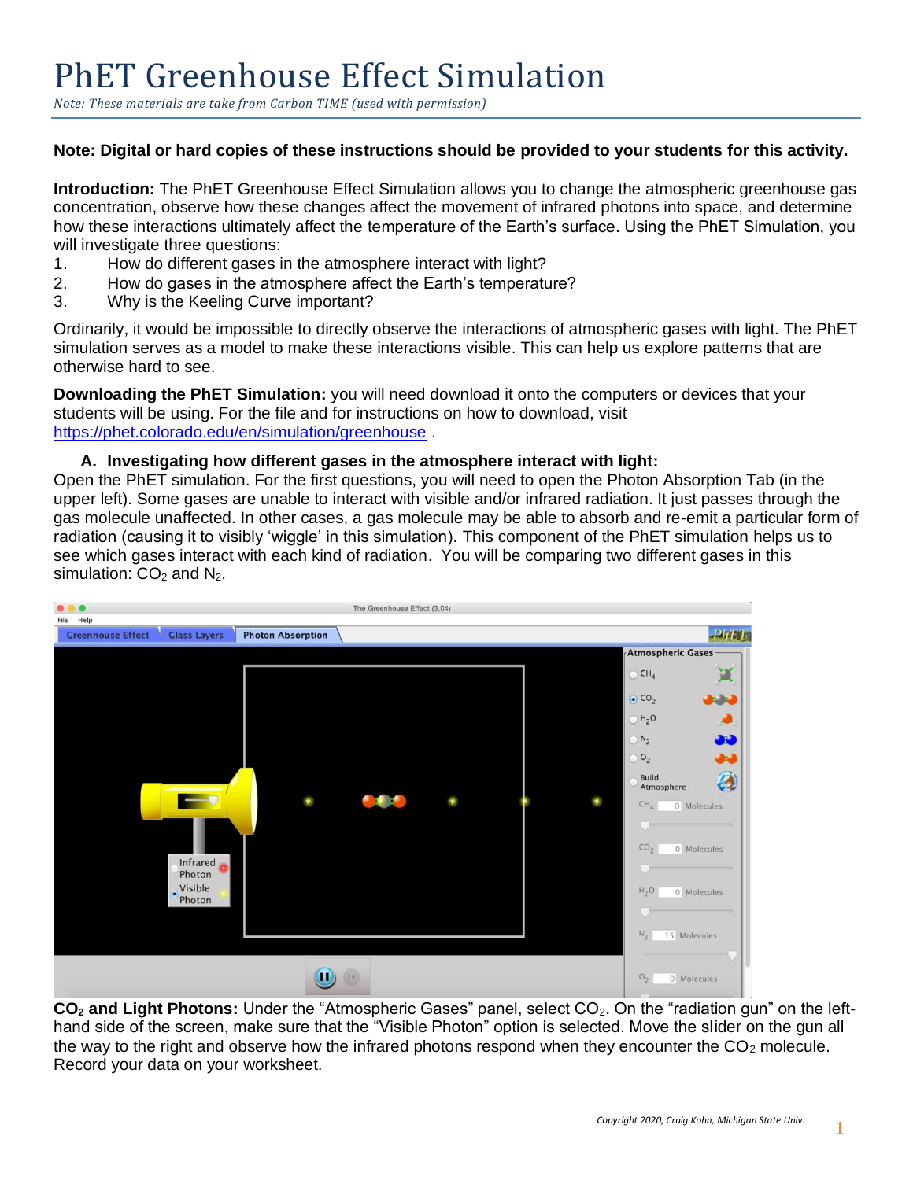# PhET Greenhouse Effect Simulation

*Note: These materials are take from Carbon TIME (used with permission)*

**Note: Digital or hard copies of these instructions should be provided to your students for this activity.**

**Introduction:** The PhET Greenhouse Effect Simulation allows you to change the atmospheric greenhouse gas concentration, observe how these changes affect the movement of infrared photons into space, and determine how these interactions ultimately affect the temperature of the Earth's surface. Using the PhET Simulation, you will investigate three questions:

1. How do different gases in the atmosphere interact with light?
2. How do gases in the atmosphere affect the Earth's temperature?
3. Why is the Keeling Curve important?

Ordinarily, it would be impossible to directly observe the interactions of atmospheric gases with light. The PhET simulation serves as a model to make these interactions visible. This can help us explore patterns that are otherwise hard to see.

**Downloading the PhET Simulation:** you will need download it onto the computers or devices that your students will be using. For the file and for instructions on how to download, visit https://phet.colorado.edu/en/simulation/greenhouse .

### A. Investigating how different gases in the atmosphere interact with light:

Open the PhET simulation. For the first questions, you will need to open the Photon Absorption Tab (in the upper left). Some gases are unable to interact with visible and/or infrared radiation. It just passes through the gas molecule unaffected. In other cases, a gas molecule may be able to absorb and re-emit a particular form of radiation (causing it to visibly 'wiggle' in this simulation). This component of the PhET simulation helps us to see which gases interact with each kind of radiation. You will be comparing two different gases in this simulation: $CO_2$ and $N_2$.

**$CO_2$ and Light Photons:** Under the "Atmospheric Gases" panel, select $CO_2$. On the "radiation gun" on the left-hand side of the screen, make sure that the "Visible Photon" option is selected. Move the slider on the gun all the way to the right and observe how the infrared photons respond when they encounter the $CO_2$ molecule. Record your data on your worksheet.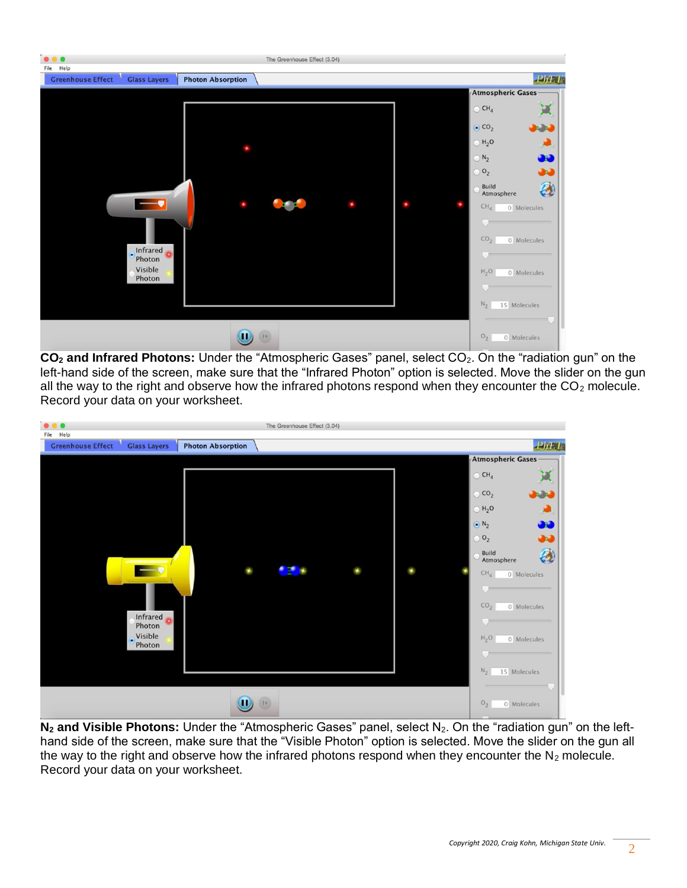**$CO_2$ and Infrared Photons:** Under the "Atmospheric Gases" panel, select $CO_2$. On the "radiation gun" on the left-hand side of the screen, make sure that the "Infrared Photon" option is selected. Move the slider on the gun all the way to the right and observe how the infrared photons respond when they encounter the $CO_2$ molecule. Record your data on your worksheet.

**$N_2$ and Visible Photons:** Under the "Atmospheric Gases" panel, select $N_2$. On the "radiation gun" on the left-hand side of the screen, make sure that the "Visible Photon" option is selected. Move the slider on the gun all the way to the right and observe how the infrared photons respond when they encounter the $N_2$ molecule. Record your data on your worksheet.

*Copyright 2020, Craig Kohn, Michigan State Univ.*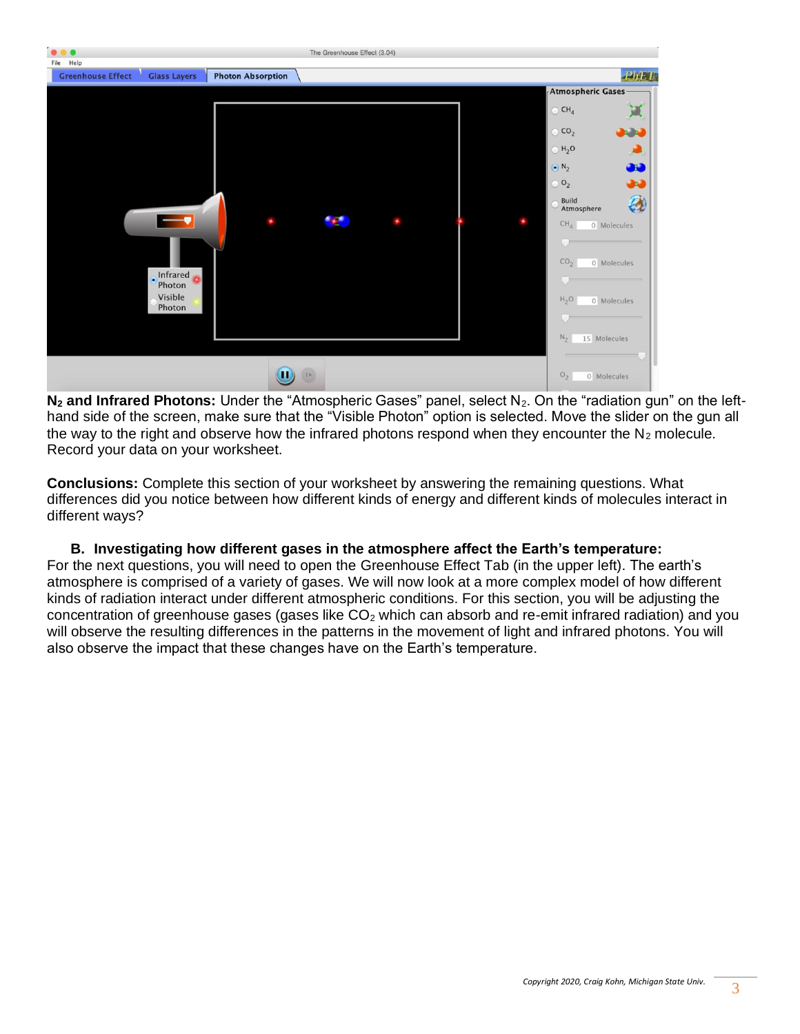**$N_2$ and Infrared Photons:** Under the "Atmospheric Gases" panel, select $N_2$. On the "radiation gun" on the left-hand side of the screen, make sure that the "Visible Photon" option is selected. Move the slider on the gun all the way to the right and observe how the infrared photons respond when they encounter the $N_2$ molecule. Record your data on your worksheet.

**Conclusions:** Complete this section of your worksheet by answering the remaining questions. What differences did you notice between how different kinds of energy and different kinds of molecules interact in different ways?

**B. Investigating how different gases in the atmosphere affect the Earth's temperature:**

For the next questions, you will need to open the Greenhouse Effect Tab (in the upper left). The earth's atmosphere is comprised of a variety of gases. We will now look at a more complex model of how different kinds of radiation interact under different atmospheric conditions. For this section, you will be adjusting the concentration of greenhouse gases (gases like $CO_2$ which can absorb and re-emit infrared radiation) and you will observe the resulting differences in the patterns in the movement of light and infrared photons. You will also observe the impact that these changes have on the Earth's temperature.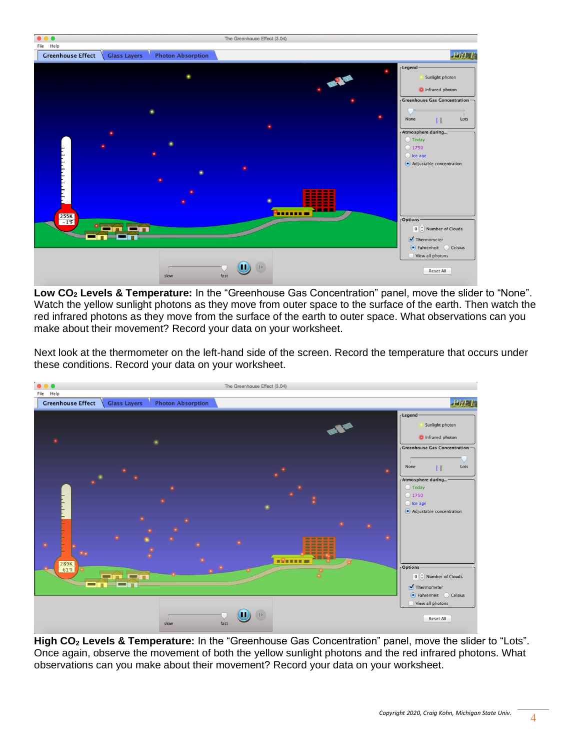**Low $CO_2$ Levels & Temperature:** In the “Greenhouse Gas Concentration” panel, move the slider to “None”. Watch the yellow sunlight photons as they move from outer space to the surface of the earth. Then watch the red infrared photons as they move from the surface of the earth to outer space. What observations can you make about their movement? Record your data on your worksheet.

Next look at the thermometer on the left-hand side of the screen. Record the temperature that occurs under these conditions. Record your data on your worksheet.

**High $CO_2$ Levels & Temperature:** In the “Greenhouse Gas Concentration” panel, move the slider to “Lots”. Once again, observe the movement of both the yellow sunlight photons and the red infrared photons. What observations can you make about their movement? Record your data on your worksheet.

*Copyright 2020, Craig Kohn, Michigan State Univ.*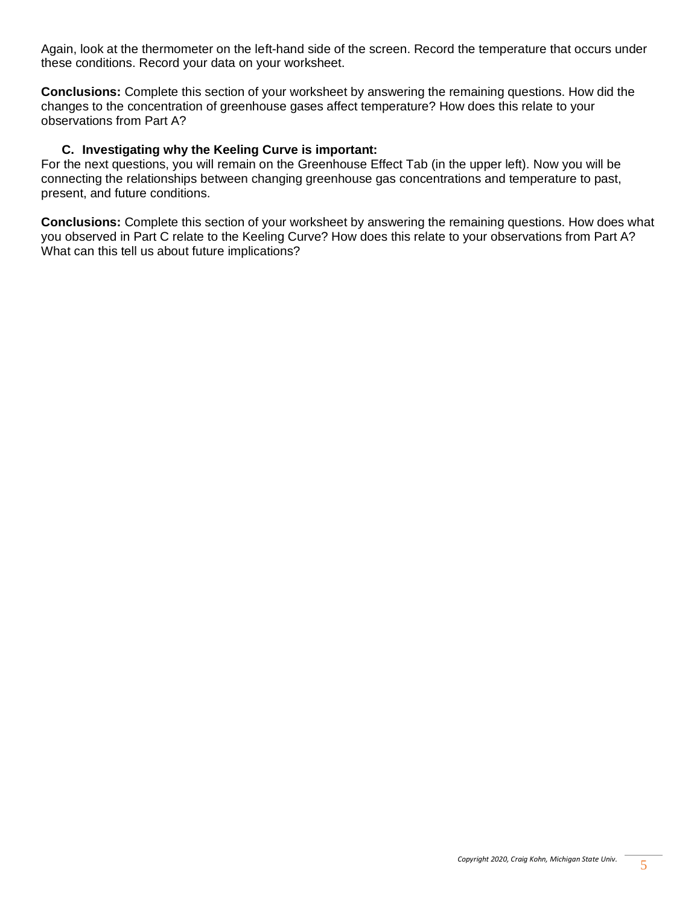Again, look at the thermometer on the left-hand side of the screen. Record the temperature that occurs under these conditions. Record your data on your worksheet.

**Conclusions:** Complete this section of your worksheet by answering the remaining questions. How did the changes to the concentration of greenhouse gases affect temperature? How does this relate to your observations from Part A?

### C. Investigating why the Keeling Curve is important:

For the next questions, you will remain on the Greenhouse Effect Tab (in the upper left). Now you will be connecting the relationships between changing greenhouse gas concentrations and temperature to past, present, and future conditions.

**Conclusions:** Complete this section of your worksheet by answering the remaining questions. How does what you observed in Part C relate to the Keeling Curve? How does this relate to your observations from Part A? What can this tell us about future implications?

*Copyright 2020, Craig Kohn, Michigan State Univ.*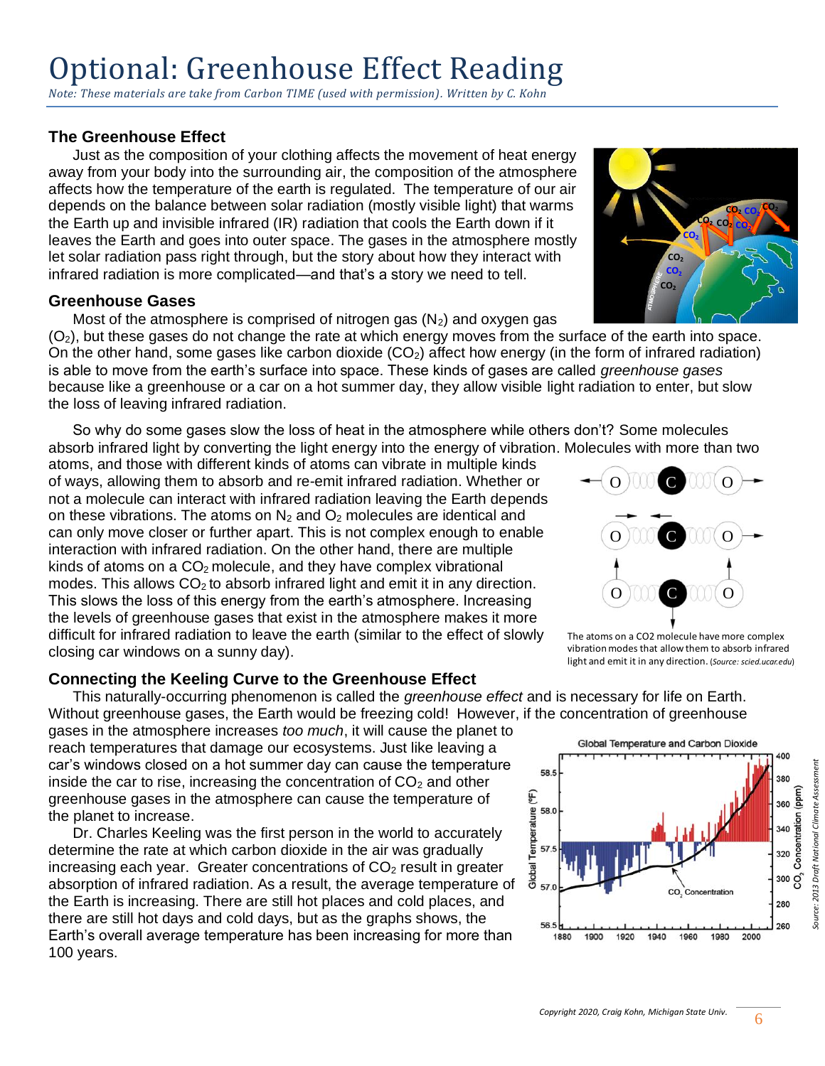# Optional: Greenhouse Effect Reading

*Note: These materials are take from Carbon TIME (used with permission). Written by C. Kohn*

## The Greenhouse Effect

Just as the composition of your clothing affects the movement of heat energy away from your body into the surrounding air, the composition of the atmosphere affects how the temperature of the earth is regulated. The temperature of our air depends on the balance between solar radiation (mostly visible light) that warms the Earth up and invisible infrared (IR) radiation that cools the Earth down if it leaves the Earth and goes into outer space. The gases in the atmosphere mostly let solar radiation pass right through, but the story about how they interact with infrared radiation is more complicated—and that's a story we need to tell.

## Greenhouse Gases

Most of the atmosphere is comprised of nitrogen gas ($N_2$) and oxygen gas ($O_2$), but these gases do not change the rate at which energy moves from the surface of the earth into space. On the other hand, some gases like carbon dioxide ($CO_2$) affect how energy (in the form of infrared radiation) is able to move from the earth's surface into space. These kinds of gases are called *greenhouse gases* because like a greenhouse or a car on a hot summer day, they allow visible light radiation to enter, but slow the loss of leaving infrared radiation.

So why do some gases slow the loss of heat in the atmosphere while others don't? Some molecules absorb infrared light by converting the light energy into the energy of vibration. Molecules with more than two atoms, and those with different kinds of atoms can vibrate in multiple kinds of ways, allowing them to absorb and emit infrared radiation. Whether or not a molecule can interact with infrared radiation leaving the Earth depends on these vibrations. The atoms on $N_2$ and $O_2$ molecules are identical and can only move closer or further apart. This is not complex enough to enable interaction with infrared radiation. On the other hand, there are multiple kinds of atoms on a $CO_2$ molecule, and they have complex vibrational modes. This allows $CO_2$ to absorb infrared light and emit it in any direction. This slows the loss of this energy from the earth's atmosphere. Increasing the levels of greenhouse gases that exist in the atmosphere makes it more difficult for infrared radiation to leave the earth (similar to the effect of slowly closing car windows on a sunny day).

The atoms on a CO2 molecule have more complex vibration modes that allow them to absorb infrared light and emit it in any direction. (*Source: scied.ucar.edu*)

## Connecting the Keeling Curve to the Greenhouse Effect

This naturally-occurring phenomenon is called the *greenhouse effect* and is necessary for life on Earth. Without greenhouse gases, the Earth would be freezing cold! However, if the concentration of greenhouse gases in the atmosphere increases *too much*, it will cause the planet to reach temperatures that damage our ecosystems. Just like leaving a car's windows closed on a hot summer day can cause the temperature inside the car to rise, increasing the concentration of $CO_2$ and other greenhouse gases in the atmosphere can cause the temperature of the planet to increase.

Dr. Charles Keeling was the first person in the world to accurately determine the rate at which carbon dioxide in the air was gradually increasing each year. Greater concentrations of $CO_2$ result in greater absorption of infrared radiation. As a result, the average temperature of the Earth is increasing. There are still hot places and cold places, and there are still hot days and cold days, but as the graphs shows, the Earth's overall average temperature has been increasing for more than 100 years.

Global Temperature and Carbon Dioxide

Global Temperature (ºF): 56.5, 57.0, 57.5, 58.0, 58.5

$CO_2$ Concentration (ppm): 260, 280, 300, 320, 340, 360, 380, 400

1880, 1900, 1920, 1940, 1960, 1980, 2000

$CO_2$ Concentration

*Source: 2013 Draft National Climate Assessment*

*Copyright 2020, Craig Kohn, Michigan State Univ.*